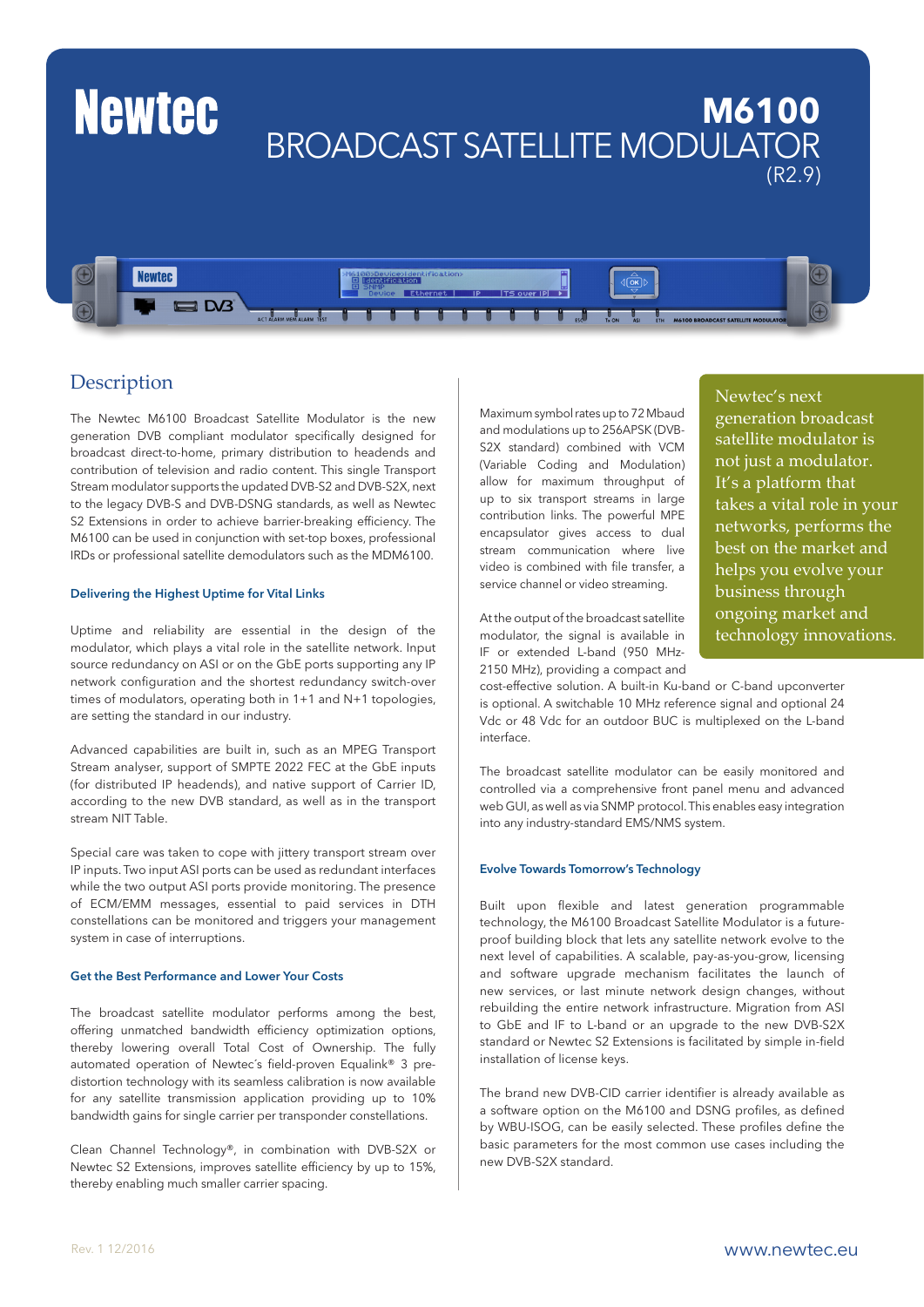# Newtec

# M6100 BROADCAST SATELLITE MODULATOR (R2.9)

## Description

The Newtec M6100 Broadcast Satellite Modulator is the new generation DVB compliant modulator specifically designed for broadcast direct-to-home, primary distribution to headends and contribution of television and radio content. This single Transport Stream modulator supports the updated DVB-S2 and DVB-S2X, next to the legacy DVB-S and DVB-DSNG standards, as well as Newtec S2 Extensions in order to achieve barrier-breaking efficiency. The M6100 can be used in conjunction with set-top boxes, professional IRDs or professional satellite demodulators such as the MDM6100.

### Delivering the Highest Uptime for Vital Links

Uptime and reliability are essential in the design of the modulator, which plays a vital role in the satellite network. Input source redundancy on ASI or on the GbE ports supporting any IP network configuration and the shortest redundancy switch-over times of modulators, operating both in 1+1 and N+1 topologies, are setting the standard in our industry.

Advanced capabilities are built in, such as an MPEG Transport Stream analyser, support of SMPTE 2022 FEC at the GbE inputs (for distributed IP headends), and native support of Carrier ID, according to the new DVB standard, as well as in the transport stream NIT Table.

Special care was taken to cope with jittery transport stream over IP inputs. Two input ASI ports can be used as redundant interfaces while the two output ASI ports provide monitoring. The presence of ECM/EMM messages, essential to paid services in DTH constellations can be monitored and triggers your management system in case of interruptions.

### Get the Best Performance and Lower Your Costs

The broadcast satellite modulator performs among the best, offering unmatched bandwidth efficiency optimization options, thereby lowering overall Total Cost of Ownership. The fully automated operation of Newtec´s field-proven Equalink® 3 pre-distortion technology with its seamless calibration is now available for any satellite transmission application providing up to 10% bandwidth gains for single carrier per transponder constellations.

Clean Channel Technology®, in combination with DVB-S2X or Newtec S2 Extensions, improves satellite efficiency by up to 15%, thereby enabling much smaller carrier spacing.

Maximum symbol rates up to 72 Mbaud and modulations up to 256APSK (DVB-S2X standard) combined with VCM (Variable Coding and Modulation) allow for maximum throughput of up to six transport streams in large contribution links. The powerful MPE encapsulator gives access to dual stream communication where live video is combined with file transfer, a service channel or video streaming.

At the output of the broadcast satellite modulator, the signal is available in IF or extended L-band (950 MHz-2150 MHz), providing a compact and cost-effective solution. A built-in Ku-band or C-band upconverter is optional. A switchable 10 MHz reference signal and optional 24 Vdc or 48 Vdc for an outdoor BUC is multiplexed on the L-band interface.

The broadcast satellite modulator can be easily monitored and controlled via a comprehensive front panel menu and advanced web GUI, as well as via SNMP protocol. This enables easy integration into any industry-standard EMS/NMS system.

> Newtec's next generation broadcast satellite modulator is not just a modulator. It's a platform that takes a vital role in your networks, performs the best on the market and helps you evolve your business through ongoing market and technology innovations.

### Evolve Towards Tomorrow's Technology

Built upon flexible and latest generation programmable technology, the M6100 Broadcast Satellite Modulator is a future-proof building block that lets any satellite network evolve to the next level of capabilities. A scalable, pay-as-you-grow, licensing and software upgrade mechanism facilitates the launch of new services, or last minute network design changes, without rebuilding the entire network infrastructure. Migration from ASI to GbE and IF to L-band or an upgrade to the new DVB-S2X standard or Newtec S2 Extensions is facilitated by simple in-field installation of license keys.

The brand new DVB-CID carrier identifier is already available as a software option on the M6100 and DSNG profiles, as defined by WBU-ISOG, can be easily selected. These profiles define the basic parameters for the most common use cases including the new DVB-S2X standard.

Rev. 1 12/2016

www.newtec.eu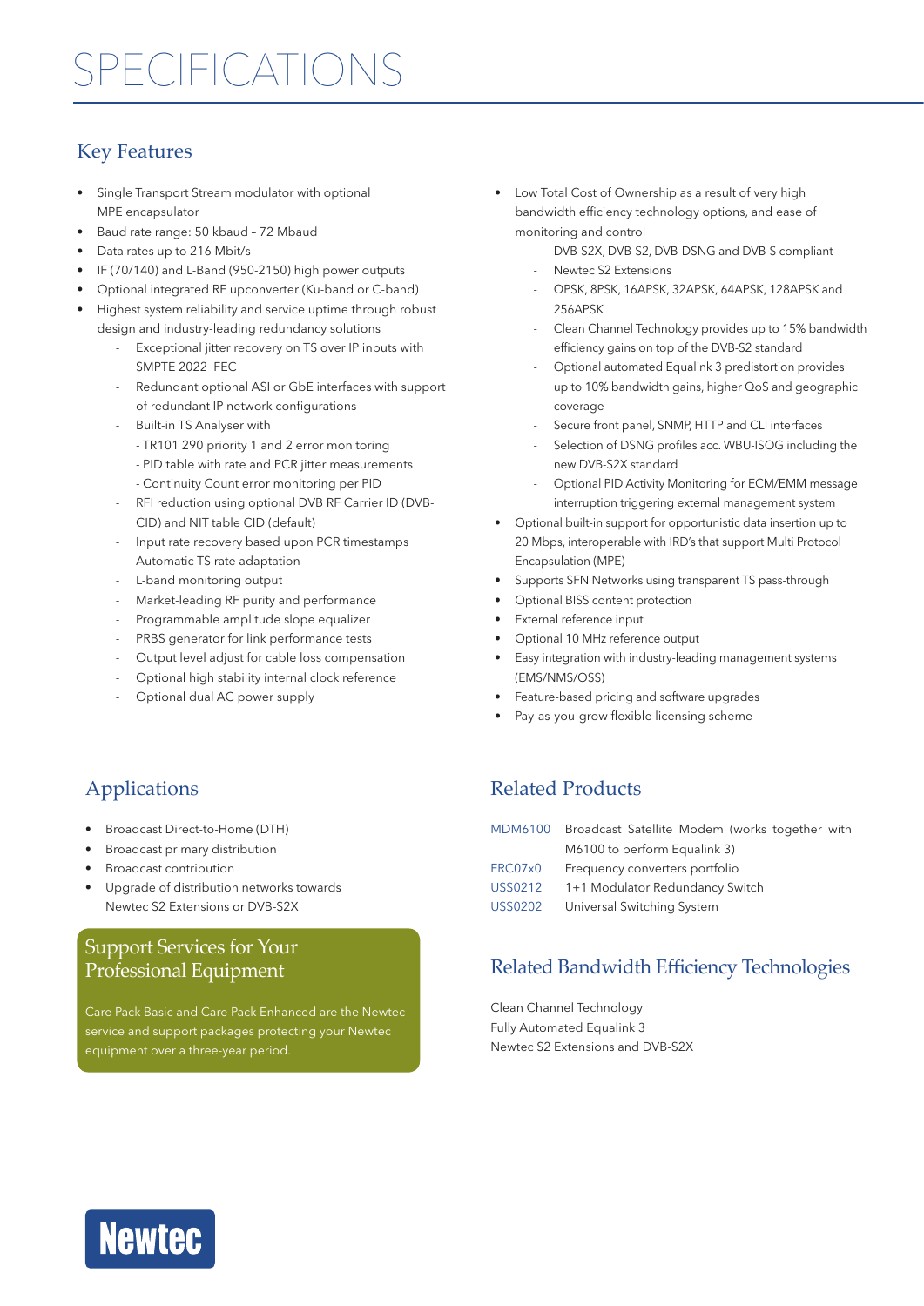# SPECIFICATIONS

## Key Features

- Single Transport Stream modulator with optional MPE encapsulator
- Baud rate range: 50 kbaud – 72 Mbaud
- Data rates up to 216 Mbit/s
- IF (70/140) and L-Band (950-2150) high power outputs
- Optional integrated RF upconverter (Ku-band or C-band)
- Highest system reliability and service uptime through robust design and industry-leading redundancy solutions
  - Exceptional jitter recovery on TS over IP inputs with SMPTE 2022 FEC
  - Redundant optional ASI or GbE interfaces with support of redundant IP network configurations
  - Built-in TS Analyser with
    - TR101 290 priority 1 and 2 error monitoring
    - PID table with rate and PCR jitter measurements
    - Continuity Count error monitoring per PID
  - RFI reduction using optional DVB RF Carrier ID (DVB-CID) and NIT table CID (default)
  - Input rate recovery based upon PCR timestamps
  - Automatic TS rate adaptation
  - L-band monitoring output
  - Market-leading RF purity and performance
  - Programmable amplitude slope equalizer
  - PRBS generator for link performance tests
  - Output level adjust for cable loss compensation
  - Optional high stability internal clock reference
  - Optional dual AC power supply
- Low Total Cost of Ownership as a result of very high bandwidth efficiency technology options, and ease of monitoring and control
  - DVB-S2X, DVB-S2, DVB-DSNG and DVB-S compliant
  - Newtec S2 Extensions
  - QPSK, 8PSK, 16APSK, 32APSK, 64APSK, 128APSK and 256APSK
  - Clean Channel Technology provides up to 15% bandwidth efficiency gains on top of the DVB-S2 standard
  - Optional automated Equalink 3 predistortion provides up to 10% bandwidth gains, higher QoS and geographic coverage
  - Secure front panel, SNMP, HTTP and CLI interfaces
  - Selection of DSNG profiles acc. WBU-ISOG including the new DVB-S2X standard
  - Optional PID Activity Monitoring for ECM/EMM message interruption triggering external management system
- Optional built-in support for opportunistic data insertion up to 20 Mbps, interoperable with IRD's that support Multi Protocol Encapsulation (MPE)
- Supports SFN Networks using transparent TS pass-through
- Optional BISS content protection
- External reference input
- Optional 10 MHz reference output
- Easy integration with industry-leading management systems (EMS/NMS/OSS)
- Feature-based pricing and software upgrades
- Pay-as-you-grow flexible licensing scheme

## Applications

- Broadcast Direct-to-Home (DTH)
- Broadcast primary distribution
- Broadcast contribution
- Upgrade of distribution networks towards Newtec S2 Extensions or DVB-S2X

## Support Services for Your Professional Equipment

Care Pack Basic and Care Pack Enhanced are the Newtec service and support packages protecting your Newtec equipment over a three-year period.

## Related Products

| | |
|---|---|
| MDM6100 | Broadcast Satellite Modem (works together with M6100 to perform Equalink 3) |
| FRC07x0 | Frequency converters portfolio |
| USS0212 | 1+1 Modulator Redundancy Switch |
| USS0202 | Universal Switching System |

## Related Bandwidth Efficiency Technologies

Clean Channel Technology
Fully Automated Equalink 3
Newtec S2 Extensions and DVB-S2X

Newtec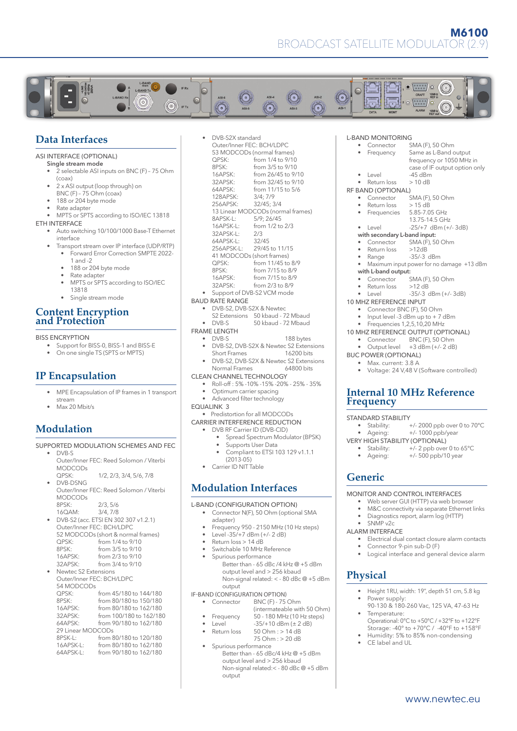# M6100
## BROADCAST SATELLITE MODULATOR (2.9)

## Data Interfaces

ASI INTERFACE (OPTIONAL)

**Single stream mode**

- 2 selectable ASI inputs on BNC (F) - 75 Ohm (coax)
- 2 x ASI output (loop through) on BNC (F) - 75 Ohm (coax)
- 188 or 204 byte mode
- Rate adapter
- MPTS or SPTS according to ISO/IEC 13818

ETH INTERFACE

- Auto switching 10/100/1000 Base-T Ethernet interface
- Transport stream over IP interface (UDP/RTP)
  - Forward Error Correction SMPTE 2022-1 and -2
  - 188 or 204 byte mode
  - Rate adapter
  - MPTS or SPTS according to ISO/IEC 13818
  - Single stream mode

## Content Encryption and Protection

BISS ENCRYPTION

- Support for BISS-0, BISS-1 and BISS-E
- On one single TS (SPTS or MPTS)

## IP Encapsulation

- MPE Encapsulation of IP frames in 1 transport stream
- Max 20 Mbit/s

## Modulation

SUPPORTED MODULATION SCHEMES AND FEC

- DVB-S
  Outer/Inner FEC: Reed Solomon / Viterbi
  MODCODs
  QPSK: 1/2, 2/3, 3/4, 5/6, 7/8
- DVB-DSNG
  Outer/Inner FEC: Reed Solomon / Viterbi
  MODCODs
  8PSK: 2/3, 5/6
  16QAM: 3/4, 7/8
- DVB-S2 (acc. ETSI EN 302 307 v1.2.1)
  Outer/Inner FEC: BCH/LDPC
  52 MODCODs (short & normal frames)
  QPSK: from 1/4 to 9/10
  8PSK: from 3/5 to 9/10
  16APSK: from 2/3 to 9/10
  32APSK: from 3/4 to 9/10
- Newtec S2 Extensions
  Outer/Inner FEC: BCH/LDPC
  54 MODCODs
  QPSK: from 45/180 to 144/180
  8PSK: from 80/180 to 150/180
  16APSK: from 80/180 to 162/180
  32APSK: from 100/180 to 162/180
  64APSK: from 90/180 to 162/180
  29 Linear MODCODs
  8PSK-L: from 80/180 to 120/180
  16APSK-L: from 80/180 to 162/180
  64APSK-L: from 90/180 to 162/180
- DVB-S2X standard
  Outer/Inner FEC: BCH/LDPC
  53 MODCODs (normal frames)
  QPSK: from 1/4 to 9/10
  8PSK: from 3/5 to 9/10
  16APSK: from 26/45 to 9/10
  32APSK: from 32/45 to 9/10
  64APSK: from 11/15 to 5/6
  128APSK: 3/4; 7/9
  256APSK: 32/45; 3/4
  13 Linear MODCODs (normal frames)
  8APSK-L: 5/9; 26/45
  16APSK-L: from 1/2 to 2/3
  32APSK-L: 2/3
  64APSK-L: 32/45
  256APSK-L: 29/45 to 11/15
  41 MODCODs (short frames)
  QPSK: from 11/45 to 8/9
  8PSK: from 7/15 to 8/9
  16APSK: from 7/15 to 8/9
  32APSK: from 2/3 to 8/9
- Support of DVB-S2 VCM mode

BAUD RATE RANGE

- DVB-S2, DVB-S2X & Newtec S2 Extensions: 50 kbaud - 72 Mbaud
- DVB-S: 50 kbaud - 72 Mbaud

FRAME LENGTH

- DVB-S: 188 bytes
- DVB-S2, DVB-S2X & Newtec S2 Extensions Short Frames: 16200 bits
- DVB-S2, DVB-S2X & Newtec S2 Extensions Normal Frames: 64800 bits

CLEAN CHANNEL TECHNOLOGY

- Roll-off : 5% -10% -15% -20% - 25% - 35%
- Optimum carrier spacing
- Advanced filter technology

EQUALINK 3

- Predistortion for all MODCODs

CARRIER INTERFERENCE REDUCTION

- DVB RF Carrier ID (DVB-CID)
  - Spread Spectrum Modulator (BPSK)
  - Supports User Data
  - Compliant to ETSI 103 129 v1.1.1 (2013-05)
- Carrier ID NIT Table

## Modulation Interfaces

L-BAND (CONFIGURATION OPTION)

- Connector N(F), 50 Ohm (optional SMA adapter)
- Frequency 950 - 2150 MHz (10 Hz steps)
- Level -35/+7 dBm (+/- 2 dB)
- Return loss > 14 dB
- Switchable 10 MHz Reference
- Spurious performance
  Better than - 65 dBc /4 kHz @ +5 dBm output level and > 256 kbaud
  Non-signal related: < - 80 dBc @ +5 dBm output

IF-BAND (CONFIGURATION OPTION)

- Connector: BNC (F) - 75 Ohm (intermateable with 50 Ohm)
- Frequency: 50 - 180 MHz (10 Hz steps)
- Level: -35/+10 dBm (± 2 dB)
- Return loss: 50 Ohm : > 14 dB; 75 Ohm : > 20 dB
- Spurious performance
  Better than - 65 dBc/4 kHz @ +5 dBm output level and > 256 kbaud
  Non-signal related:< - 80 dBc @ +5 dBm output

L-BAND MONITORING

- Connector: SMA (F), 50 Ohm
- Frequency: Same as L-Band output frequency or 1050 MHz in case of IF output option only
- Level: -45 dBm
- Return loss: > 10 dB

RF BAND (OPTIONAL)

- Connector: SMA (F), 50 Ohm
- Return loss: > 15 dB
- Frequencies: 5.85-7.05 GHz; 13.75-14.5 GHz
- Level: -25/+7 dBm (+/- 3dB)

**with secondary L-band input:**

- Connector: SMA (F), 50 Ohm
- Return loss: >12dB
- Range: -35/-3 dBm
- Maximum input power for no damage +13 dBm

**with L-band output:**

- Connector: SMA (F), 50 Ohm
- Return loss: >12 dB
- Level: -35/-3 dBm (+/- 3dB)

10 MHZ REFERENCE INPUT

- Connector BNC (F), 50 Ohm
- Input level -3 dBm up to + 7 dBm
- Frequencies 1,2,5,10,20 MHz

10 MHZ REFERENCE OUTPUT (OPTIONAL)

- Connector: BNC (F), 50 Ohm
- Output level: +3 dBm (+/- 2 dB)

BUC POWER (OPTIONAL)

- Max. current: 3.8 A
- Voltage: 24 V,48 V (Software controlled)

## Internal 10 MHz Reference Frequency

STANDARD STABILITY

- Stability: +/- 2000 ppb over 0 to 70°C
- Ageing: +/- 1000 ppb/year

VERY HIGH STABILITY (OPTIONAL)

- Stability: +/- 2 ppb over 0 to 65°C
- Ageing: +/- 500 ppb/10 year

## Generic

MONITOR AND CONTROL INTERFACES

- Web server GUI (HTTP) via web browser
- M&C connectivity via separate Ethernet links
- Diagnostics report, alarm log (HTTP)
- SNMP v2c

ALARM INTERFACE

- Electrical dual contact closure alarm contacts
- Connector 9-pin sub-D (F)
- Logical interface and general device alarm

## Physical

- Height 1RU, width: 19", depth 51 cm, 5.8 kg
- Power supply:
  90-130 & 180-260 Vac, 125 VA, 47-63 Hz
- Temperature:
  Operational: 0°C to +50°C / +32°F to +122°F
  Storage: -40° to +70°C / -40°F to +158°F
- Humidity: 5% to 85% non-condensing
- CE label and UL

www.newtec.eu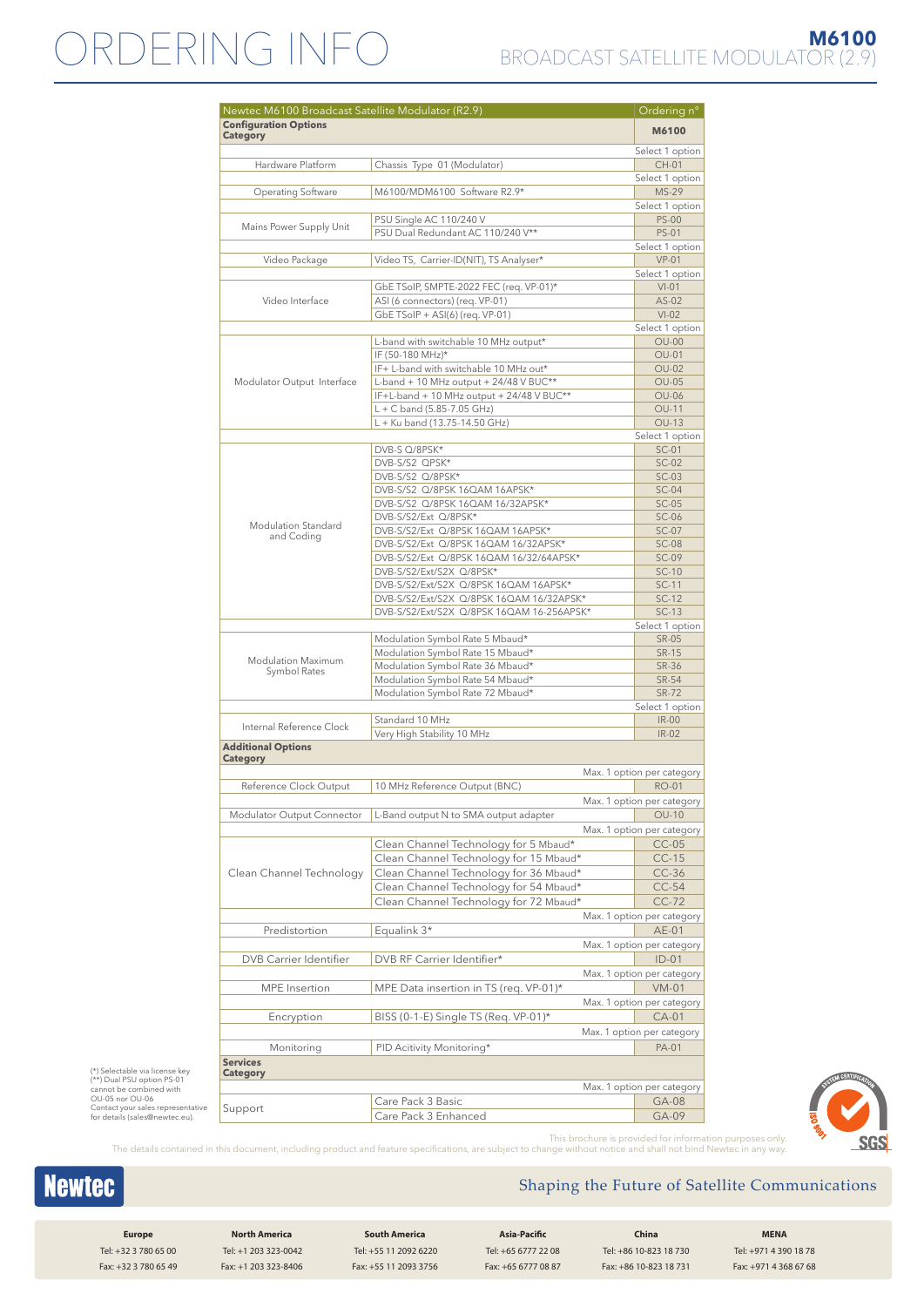# ORDERING INFO

**M6100**
BROADCAST SATELLITE MODULATOR (2.9)

| Newtec M6100 Broadcast Satellite Modulator (R2.9) | | Ordering n° |
|---|---|---|
| **Configuration Options Category** | | **M6100** |
| | | Select 1 option |
| Hardware Platform | Chassis Type 01 (Modulator) | CH-01 |
| | | Select 1 option |
| Operating Software | M6100/MDM6100 Software R2.9* | MS-29 |
| | | Select 1 option |
| Mains Power Supply Unit | PSU Single AC 110/240 V | PS-00 |
| | PSU Dual Redundant AC 110/240 V** | PS-01 |
| | | Select 1 option |
| Video Package | Video TS, Carrier-ID(NIT), TS Analyser* | VP-01 |
| | | Select 1 option |
| Video Interface | GbE TSoIP, SMPTE-2022 FEC (req. VP-01)* | VI-01 |
| | ASI (6 connectors) (req. VP-01) | AS-02 |
| | GbE TSoIP + ASI(6) (req. VP-01) | VI-02 |
| | | Select 1 option |
| Modulator Output Interface | L-band with switchable 10 MHz output* | OU-00 |
| | IF (50-180 MHz)* | OU-01 |
| | IF+ L-band with switchable 10 MHz out* | OU-02 |
| | L-band + 10 MHz output + 24/48 V BUC** | OU-05 |
| | IF+L-band + 10 MHz output + 24/48 V BUC** | OU-06 |
| | L + C band (5.85-7.05 GHz) | OU-11 |
| | L + Ku band (13.75-14.50 GHz) | OU-13 |
| | | Select 1 option |
| Modulation Standard and Coding | DVB-S Q/8PSK* | SC-01 |
| | DVB-S/S2 QPSK* | SC-02 |
| | DVB-S/S2 Q/8PSK* | SC-03 |
| | DVB-S/S2 Q/8PSK 16QAM 16APSK* | SC-04 |
| | DVB-S/S2 Q/8PSK 16QAM 16/32APSK* | SC-05 |
| | DVB-S/S2/Ext Q/8PSK* | SC-06 |
| | DVB-S/S2/Ext Q/8PSK 16QAM 16APSK* | SC-07 |
| | DVB-S/S2/Ext Q/8PSK 16QAM 16/32APSK* | SC-08 |
| | DVB-S/S2/Ext Q/8PSK 16QAM 16/32/64APSK* | SC-09 |
| | DVB-S/S2/Ext/S2X Q/8PSK* | SC-10 |
| | DVB-S/S2/Ext/S2X Q/8PSK 16QAM 16APSK* | SC-11 |
| | DVB-S/S2/Ext/S2X Q/8PSK 16QAM 16/32APSK* | SC-12 |
| | DVB-S/S2/Ext/S2X Q/8PSK 16QAM 16-256APSK* | SC-13 |
| | | Select 1 option |
| Modulation Maximum Symbol Rates | Modulation Symbol Rate 5 Mbaud* | SR-05 |
| | Modulation Symbol Rate 15 Mbaud* | SR-15 |
| | Modulation Symbol Rate 36 Mbaud* | SR-36 |
| | Modulation Symbol Rate 54 Mbaud* | SR-54 |
| | Modulation Symbol Rate 72 Mbaud* | SR-72 |
| | | Select 1 option |
| Internal Reference Clock | Standard 10 MHz | IR-00 |
| | Very High Stability 10 MHz | IR-02 |
| **Additional Options Category** | | |
| | | Max. 1 option per category |
| Reference Clock Output | 10 MHz Reference Output (BNC) | RO-01 |
| | | Max. 1 option per category |
| Modulator Output Connector | L-Band output N to SMA output adapter | OU-10 |
| | | Max. 1 option per category |
| Clean Channel Technology | Clean Channel Technology for 5 Mbaud* | CC-05 |
| | Clean Channel Technology for 15 Mbaud* | CC-15 |
| | Clean Channel Technology for 36 Mbaud* | CC-36 |
| | Clean Channel Technology for 54 Mbaud* | CC-54 |
| | Clean Channel Technology for 72 Mbaud* | CC-72 |
| | | Max. 1 option per category |
| Predistortion | Equalink 3* | AE-01 |
| | | Max. 1 option per category |
| DVB Carrier Identifier | DVB RF Carrier Identifier* | ID-01 |
| | | Max. 1 option per category |
| MPE Insertion | MPE Data insertion in TS (req. VP-01)* | VM-01 |
| | | Max. 1 option per category |
| Encryption | BISS (0-1-E) Single TS (Req. VP-01)* | CA-01 |
| | | Max. 1 option per category |
| Monitoring | PID Acitivity Monitoring* | PA-01 |
| **Services Category** | | |
| | | Max. 1 option per category |
| Support | Care Pack 3 Basic | GA-08 |
| | Care Pack 3 Enhanced | GA-09 |

(*) Selectable via license key
(**) Dual PSU option PS-01 cannot be combined with OU-05 nor OU-06
Contact your sales representative for details (sales@newtec.eu).

This brochure is provided for information purposes only.
The details contained in this document, including product and feature specifications, are subject to change without notice and shall not bind Newtec in any way.

Newtec

Shaping the Future of Satellite Communications

| Europe | North America | South America | Asia-Pacific | China | MENA |
|---|---|---|---|---|---|
| Tel: +32 3 780 65 00 | Tel: +1 203 323-0042 | Tel: +55 11 2092 6220 | Tel: +65 6777 22 08 | Tel: +86 10-823 18 730 | Tel: +971 4 390 18 78 |
| Fax: +32 3 780 65 49 | Fax: +1 203 323-8406 | Fax: +55 11 2093 3756 | Fax: +65 6777 08 87 | Fax: +86 10-823 18 731 | Fax: +971 4 368 67 68 |